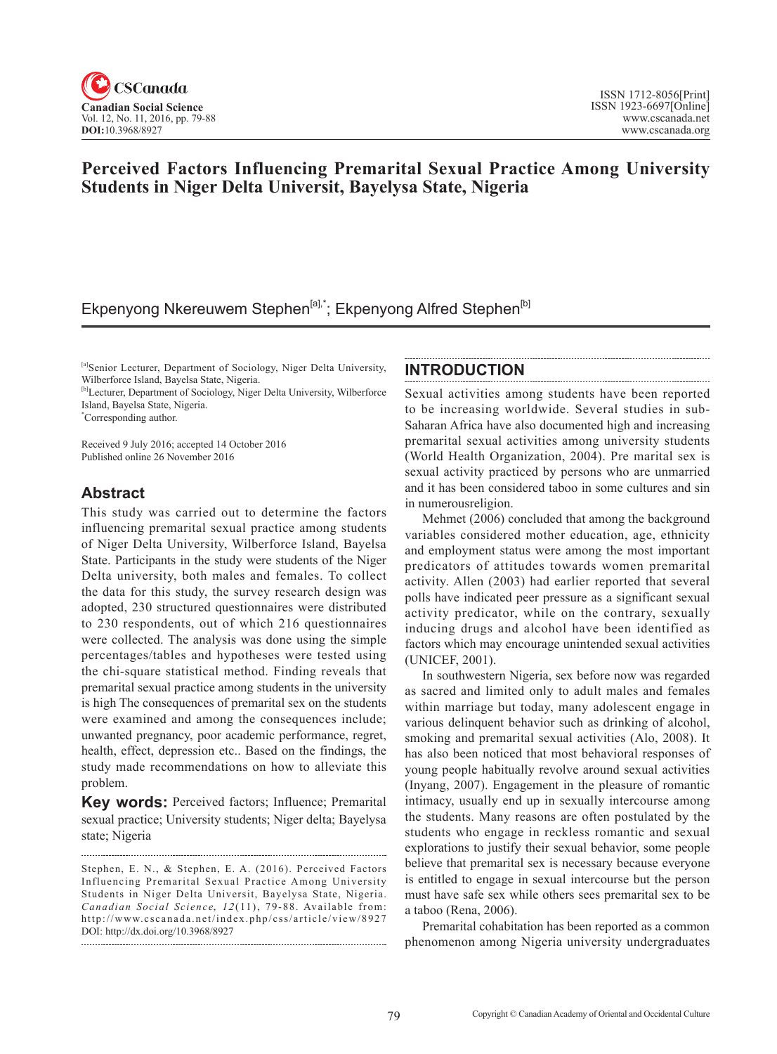# Perceived Factors Influencing Premarital Sexual Practice Among University Students in Niger Delta Universit, Bayelysa State, Nigeria

Ekpenyong Nkereuwem Stephen[a],*; Ekpenyong Alfred Stephen[b]

[a]Senior Lecturer, Department of Sociology, Niger Delta University, Wilberforce Island, Bayelsa State, Nigeria.
[b]Lecturer, Department of Sociology, Niger Delta University, Wilberforce Island, Bayelsa State, Nigeria.
*Corresponding author.

Received 9 July 2016; accepted 14 October 2016
Published online 26 November 2016

## Abstract

This study was carried out to determine the factors influencing premarital sexual practice among students of Niger Delta University, Wilberforce Island, Bayelsa State. Participants in the study were students of the Niger Delta university, both males and females. To collect the data for this study, the survey research design was adopted, 230 structured questionnaires were distributed to 230 respondents, out of which 216 questionnaires were collected. The analysis was done using the simple percentages/tables and hypotheses were tested using the chi-square statistical method. Finding reveals that premarital sexual practice among students in the university is high The consequences of premarital sex on the students were examined and among the consequences include; unwanted pregnancy, poor academic performance, regret, health, effect, depression etc.. Based on the findings, the study made recommendations on how to alleviate this problem.

**Key words:** Perceived factors; Influence; Premarital sexual practice; University students; Niger delta; Bayelysa state; Nigeria

Stephen, E. N., & Stephen, E. A. (2016). Perceived Factors Influencing Premarital Sexual Practice Among University Students in Niger Delta Universit, Bayelysa State, Nigeria. *Canadian Social Science, 12*(11), 79-88. Available from: http://www.cscanada.net/index.php/css/article/view/8927
DOI: http://dx.doi.org/10.3968/8927

## INTRODUCTION

Sexual activities among students have been reported to be increasing worldwide. Several studies in sub-Saharan Africa have also documented high and increasing premarital sexual activities among university students (World Health Organization, 2004). Pre marital sex is sexual activity practiced by persons who are unmarried and it has been considered taboo in some cultures and sin in numerousreligion.

Mehmet (2006) concluded that among the background variables considered mother education, age, ethnicity and employment status were among the most important predicators of attitudes towards women premarital activity. Allen (2003) had earlier reported that several polls have indicated peer pressure as a significant sexual activity predicator, while on the contrary, sexually inducing drugs and alcohol have been identified as factors which may encourage unintended sexual activities (UNICEF, 2001).

In southwestern Nigeria, sex before now was regarded as sacred and limited only to adult males and females within marriage but today, many adolescent engage in various delinquent behavior such as drinking of alcohol, smoking and premarital sexual activities (Alo, 2008). It has also been noticed that most behavioral responses of young people habitually revolve around sexual activities (Inyang, 2007). Engagement in the pleasure of romantic intimacy, usually end up in sexually intercourse among the students. Many reasons are often postulated by the students who engage in reckless romantic and sexual explorations to justify their sexual behavior, some people believe that premarital sex is necessary because everyone is entitled to engage in sexual intercourse but the person must have safe sex while others sees premarital sex to be a taboo (Rena, 2006).

Premarital cohabitation has been reported as a common phenomenon among Nigeria university undergraduates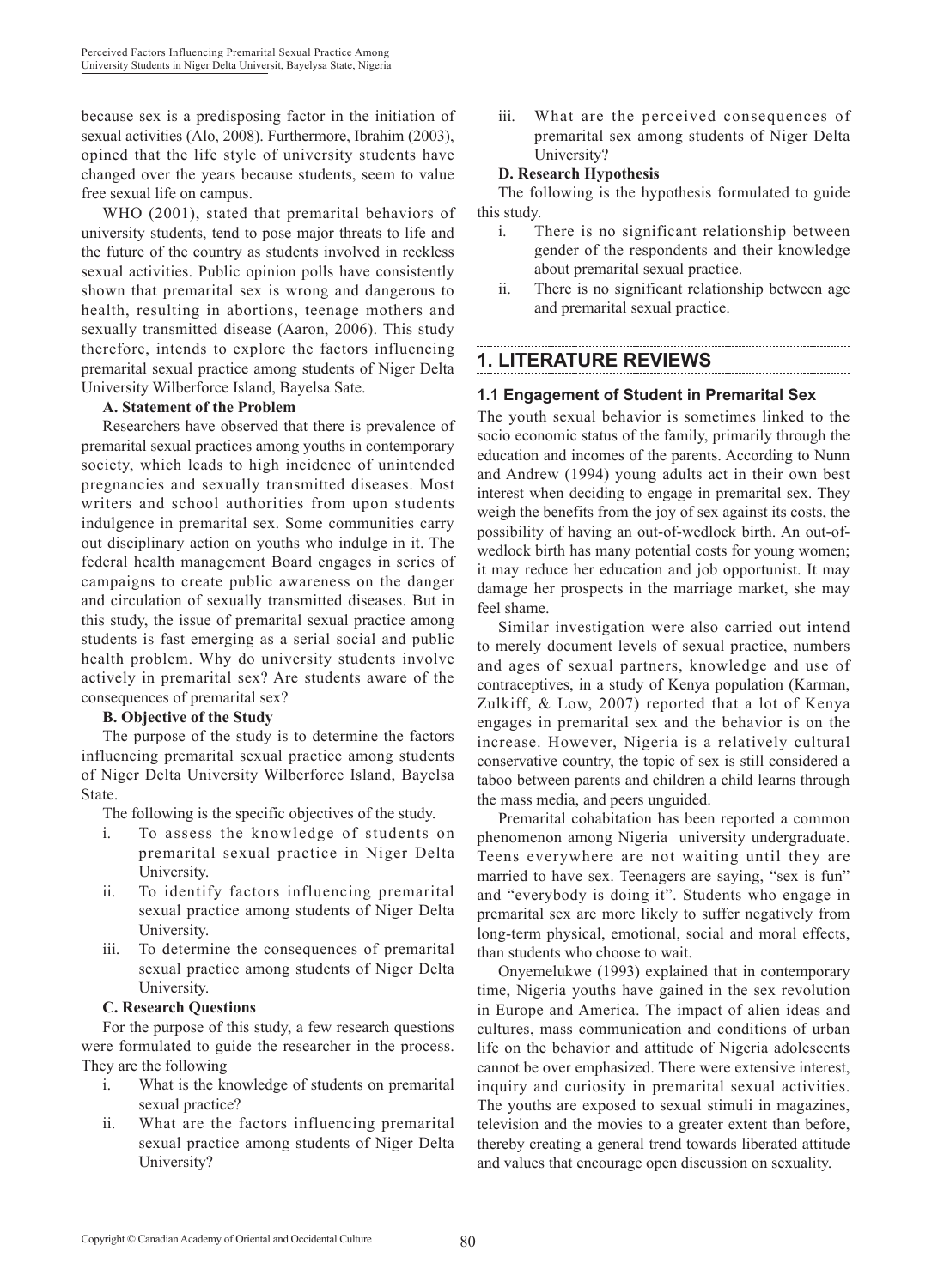because sex is a predisposing factor in the initiation of sexual activities (Alo, 2008). Furthermore, Ibrahim (2003), opined that the life style of university students have changed over the years because students, seem to value free sexual life on campus.

WHO (2001), stated that premarital behaviors of university students, tend to pose major threats to life and the future of the country as students involved in reckless sexual activities. Public opinion polls have consistently shown that premarital sex is wrong and dangerous to health, resulting in abortions, teenage mothers and sexually transmitted disease (Aaron, 2006). This study therefore, intends to explore the factors influencing premarital sexual practice among students of Niger Delta University Wilberforce Island, Bayelsa Sate.

**A. Statement of the Problem**

Researchers have observed that there is prevalence of premarital sexual practices among youths in contemporary society, which leads to high incidence of unintended pregnancies and sexually transmitted diseases. Most writers and school authorities from upon students indulgence in premarital sex. Some communities carry out disciplinary action on youths who indulge in it. The federal health management Board engages in series of campaigns to create public awareness on the danger and circulation of sexually transmitted diseases. But in this study, the issue of premarital sexual practice among students is fast emerging as a serial social and public health problem. Why do university students involve actively in premarital sex? Are students aware of the consequences of premarital sex?

**B. Objective of the Study**

The purpose of the study is to determine the factors influencing premarital sexual practice among students of Niger Delta University Wilberforce Island, Bayelsa State.

The following is the specific objectives of the study.

i. To assess the knowledge of students on premarital sexual practice in Niger Delta University.
ii. To identify factors influencing premarital sexual practice among students of Niger Delta University.
iii. To determine the consequences of premarital sexual practice among students of Niger Delta University.

**C. Research Questions**

For the purpose of this study, a few research questions were formulated to guide the researcher in the process. They are the following

i. What is the knowledge of students on premarital sexual practice?
ii. What are the factors influencing premarital sexual practice among students of Niger Delta University?
iii. What are the perceived consequences of premarital sex among students of Niger Delta University?

**D. Research Hypothesis**

The following is the hypothesis formulated to guide this study.

i. There is no significant relationship between gender of the respondents and their knowledge about premarital sexual practice.
ii. There is no significant relationship between age and premarital sexual practice.

## 1. LITERATURE REVIEWS

### 1.1 Engagement of Student in Premarital Sex

The youth sexual behavior is sometimes linked to the socio economic status of the family, primarily through the education and incomes of the parents. According to Nunn and Andrew (1994) young adults act in their own best interest when deciding to engage in premarital sex. They weigh the benefits from the joy of sex against its costs, the possibility of having an out-of-wedlock birth. An out-of-wedlock birth has many potential costs for young women; it may reduce her education and job opportunist. It may damage her prospects in the marriage market, she may feel shame.

Similar investigation were also carried out intend to merely document levels of sexual practice, numbers and ages of sexual partners, knowledge and use of contraceptives, in a study of Kenya population (Karman, Zulkiff, & Low, 2007) reported that a lot of Kenya engages in premarital sex and the behavior is on the increase. However, Nigeria is a relatively cultural conservative country, the topic of sex is still considered a taboo between parents and children a child learns through the mass media, and peers unguided.

Premarital cohabitation has been reported a common phenomenon among Nigeria university undergraduate. Teens everywhere are not waiting until they are married to have sex. Teenagers are saying, "sex is fun" and "everybody is doing it". Students who engage in premarital sex are more likely to suffer negatively from long-term physical, emotional, social and moral effects, than students who choose to wait.

Onyemelukwe (1993) explained that in contemporary time, Nigeria youths have gained in the sex revolution in Europe and America. The impact of alien ideas and cultures, mass communication and conditions of urban life on the behavior and attitude of Nigeria adolescents cannot be over emphasized. There were extensive interest, inquiry and curiosity in premarital sexual activities. The youths are exposed to sexual stimuli in magazines, television and the movies to a greater extent than before, thereby creating a general trend towards liberated attitude and values that encourage open discussion on sexuality.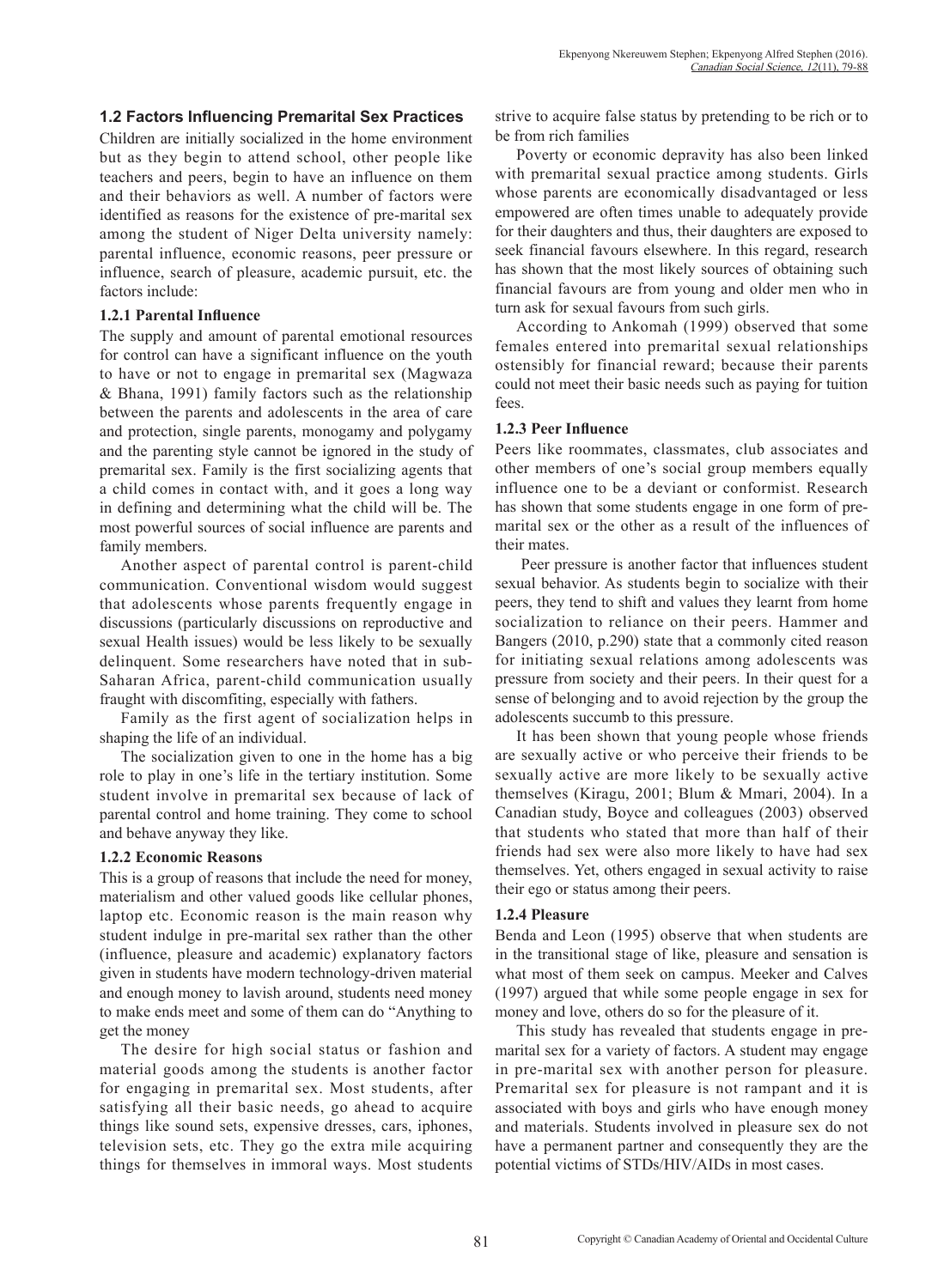### 1.2 Factors Influencing Premarital Sex Practices

Children are initially socialized in the home environment but as they begin to attend school, other people like teachers and peers, begin to have an influence on them and their behaviors as well. A number of factors were identified as reasons for the existence of pre-marital sex among the student of Niger Delta university namely: parental influence, economic reasons, peer pressure or influence, search of pleasure, academic pursuit, etc. the factors include:

#### 1.2.1 Parental Influence

The supply and amount of parental emotional resources for control can have a significant influence on the youth to have or not to engage in premarital sex (Magwaza & Bhana, 1991) family factors such as the relationship between the parents and adolescents in the area of care and protection, single parents, monogamy and polygamy and the parenting style cannot be ignored in the study of premarital sex. Family is the first socializing agents that a child comes in contact with, and it goes a long way in defining and determining what the child will be. The most powerful sources of social influence are parents and family members.

Another aspect of parental control is parent-child communication. Conventional wisdom would suggest that adolescents whose parents frequently engage in discussions (particularly discussions on reproductive and sexual Health issues) would be less likely to be sexually delinquent. Some researchers have noted that in sub-Saharan Africa, parent-child communication usually fraught with discomfiting, especially with fathers.

Family as the first agent of socialization helps in shaping the life of an individual.

The socialization given to one in the home has a big role to play in one's life in the tertiary institution. Some student involve in premarital sex because of lack of parental control and home training. They come to school and behave anyway they like.

#### 1.2.2 Economic Reasons

This is a group of reasons that include the need for money, materialism and other valued goods like cellular phones, laptop etc. Economic reason is the main reason why student indulge in pre-marital sex rather than the other (influence, pleasure and academic) explanatory factors given in students have modern technology-driven material and enough money to lavish around, students need money to make ends meet and some of them can do "Anything to get the money

The desire for high social status or fashion and material goods among the students is another factor for engaging in premarital sex. Most students, after satisfying all their basic needs, go ahead to acquire things like sound sets, expensive dresses, cars, iphones, television sets, etc. They go the extra mile acquiring things for themselves in immoral ways. Most students strive to acquire false status by pretending to be rich or to be from rich families

Poverty or economic depravity has also been linked with premarital sexual practice among students. Girls whose parents are economically disadvantaged or less empowered are often times unable to adequately provide for their daughters and thus, their daughters are exposed to seek financial favours elsewhere. In this regard, research has shown that the most likely sources of obtaining such financial favours are from young and older men who in turn ask for sexual favours from such girls.

According to Ankomah (1999) observed that some females entered into premarital sexual relationships ostensibly for financial reward; because their parents could not meet their basic needs such as paying for tuition fees.

#### 1.2.3 Peer Influence

Peers like roommates, classmates, club associates and other members of one's social group members equally influence one to be a deviant or conformist. Research has shown that some students engage in one form of pre-marital sex or the other as a result of the influences of their mates.

Peer pressure is another factor that influences student sexual behavior. As students begin to socialize with their peers, they tend to shift and values they learnt from home socialization to reliance on their peers. Hammer and Bangers (2010, p.290) state that a commonly cited reason for initiating sexual relations among adolescents was pressure from society and their peers. In their quest for a sense of belonging and to avoid rejection by the group the adolescents succumb to this pressure.

It has been shown that young people whose friends are sexually active or who perceive their friends to be sexually active are more likely to be sexually active themselves (Kiragu, 2001; Blum & Mmari, 2004). In a Canadian study, Boyce and colleagues (2003) observed that students who stated that more than half of their friends had sex were also more likely to have had sex themselves. Yet, others engaged in sexual activity to raise their ego or status among their peers.

#### 1.2.4 Pleasure

Benda and Leon (1995) observe that when students are in the transitional stage of like, pleasure and sensation is what most of them seek on campus. Meeker and Calves (1997) argued that while some people engage in sex for money and love, others do so for the pleasure of it.

This study has revealed that students engage in pre-marital sex for a variety of factors. A student may engage in pre-marital sex with another person for pleasure. Premarital sex for pleasure is not rampant and it is associated with boys and girls who have enough money and materials. Students involved in pleasure sex do not have a permanent partner and consequently they are the potential victims of STDs/HIV/AIDs in most cases.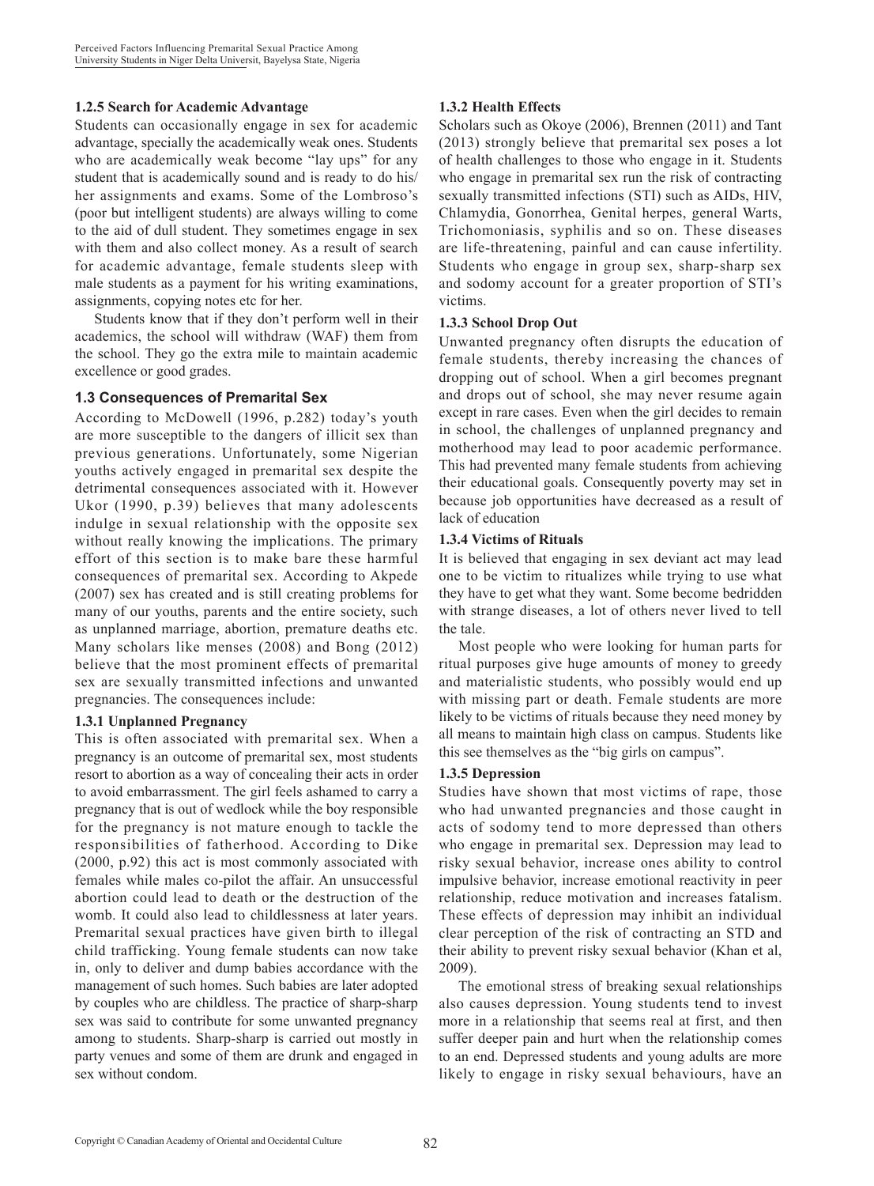#### 1.2.5 Search for Academic Advantage

Students can occasionally engage in sex for academic advantage, specially the academically weak ones. Students who are academically weak become "lay ups" for any student that is academically sound and is ready to do his/her assignments and exams. Some of the Lombroso's (poor but intelligent students) are always willing to come to the aid of dull student. They sometimes engage in sex with them and also collect money. As a result of search for academic advantage, female students sleep with male students as a payment for his writing examinations, assignments, copying notes etc for her.

Students know that if they don't perform well in their academics, the school will withdraw (WAF) them from the school. They go the extra mile to maintain academic excellence or good grades.

### 1.3 Consequences of Premarital Sex

According to McDowell (1996, p.282) today's youth are more susceptible to the dangers of illicit sex than previous generations. Unfortunately, some Nigerian youths actively engaged in premarital sex despite the detrimental consequences associated with it. However Ukor (1990, p.39) believes that many adolescents indulge in sexual relationship with the opposite sex without really knowing the implications. The primary effort of this section is to make bare these harmful consequences of premarital sex. According to Akpede (2007) sex has created and is still creating problems for many of our youths, parents and the entire society, such as unplanned marriage, abortion, premature deaths etc. Many scholars like menses (2008) and Bong (2012) believe that the most prominent effects of premarital sex are sexually transmitted infections and unwanted pregnancies. The consequences include:

#### 1.3.1 Unplanned Pregnancy

This is often associated with premarital sex. When a pregnancy is an outcome of premarital sex, most students resort to abortion as a way of concealing their acts in order to avoid embarrassment. The girl feels ashamed to carry a pregnancy that is out of wedlock while the boy responsible for the pregnancy is not mature enough to tackle the responsibilities of fatherhood. According to Dike (2000, p.92) this act is most commonly associated with females while males co-pilot the affair. An unsuccessful abortion could lead to death or the destruction of the womb. It could also lead to childlessness at later years. Premarital sexual practices have given birth to illegal child trafficking. Young female students can now take in, only to deliver and dump babies accordance with the management of such homes. Such babies are later adopted by couples who are childless. The practice of sharp-sharp sex was said to contribute for some unwanted pregnancy among to students. Sharp-sharp is carried out mostly in party venues and some of them are drunk and engaged in sex without condom.

#### 1.3.2 Health Effects

Scholars such as Okoye (2006), Brennen (2011) and Tant (2013) strongly believe that premarital sex poses a lot of health challenges to those who engage in it. Students who engage in premarital sex run the risk of contracting sexually transmitted infections (STI) such as AIDs, HIV, Chlamydia, Gonorrhea, Genital herpes, general Warts, Trichomoniasis, syphilis and so on. These diseases are life-threatening, painful and can cause infertility. Students who engage in group sex, sharp-sharp sex and sodomy account for a greater proportion of STI's victims.

#### 1.3.3 School Drop Out

Unwanted pregnancy often disrupts the education of female students, thereby increasing the chances of dropping out of school. When a girl becomes pregnant and drops out of school, she may never resume again except in rare cases. Even when the girl decides to remain in school, the challenges of unplanned pregnancy and motherhood may lead to poor academic performance. This had prevented many female students from achieving their educational goals. Consequently poverty may set in because job opportunities have decreased as a result of lack of education

#### 1.3.4 Victims of Rituals

It is believed that engaging in sex deviant act may lead one to be victim to ritualizes while trying to use what they have to get what they want. Some become bedridden with strange diseases, a lot of others never lived to tell the tale.

Most people who were looking for human parts for ritual purposes give huge amounts of money to greedy and materialistic students, who possibly would end up with missing part or death. Female students are more likely to be victims of rituals because they need money by all means to maintain high class on campus. Students like this see themselves as the "big girls on campus".

#### 1.3.5 Depression

Studies have shown that most victims of rape, those who had unwanted pregnancies and those caught in acts of sodomy tend to more depressed than others who engage in premarital sex. Depression may lead to risky sexual behavior, increase ones ability to control impulsive behavior, increase emotional reactivity in peer relationship, reduce motivation and increases fatalism. These effects of depression may inhibit an individual clear perception of the risk of contracting an STD and their ability to prevent risky sexual behavior (Khan et al, 2009).

The emotional stress of breaking sexual relationships also causes depression. Young students tend to invest more in a relationship that seems real at first, and then suffer deeper pain and hurt when the relationship comes to an end. Depressed students and young adults are more likely to engage in risky sexual behaviours, have an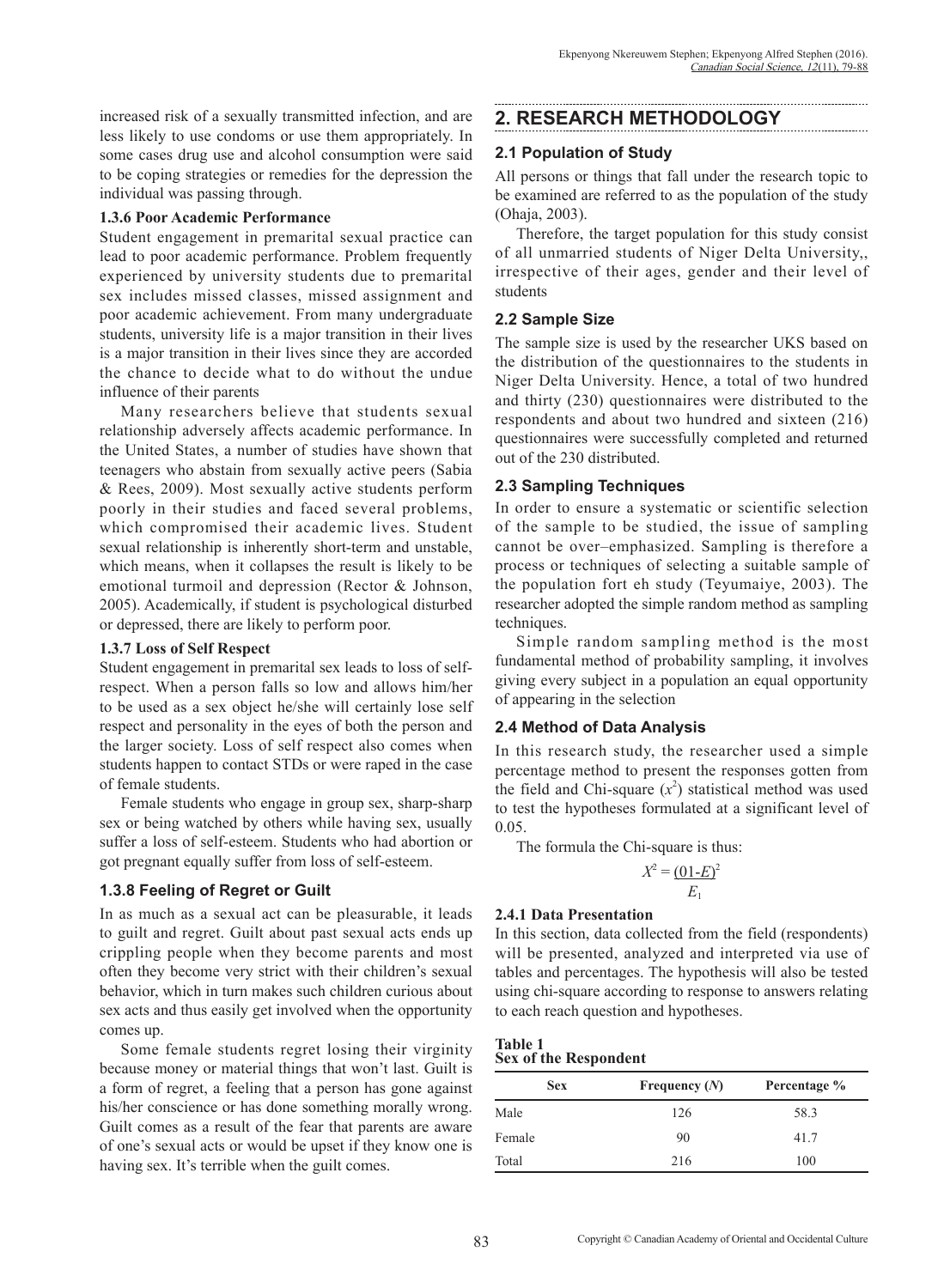increased risk of a sexually transmitted infection, and are less likely to use condoms or use them appropriately. In some cases drug use and alcohol consumption were said to be coping strategies or remedies for the depression the individual was passing through.

#### 1.3.6 Poor Academic Performance

Student engagement in premarital sexual practice can lead to poor academic performance. Problem frequently experienced by university students due to premarital sex includes missed classes, missed assignment and poor academic achievement. From many undergraduate students, university life is a major transition in their lives is a major transition in their lives since they are accorded the chance to decide what to do without the undue influence of their parents

Many researchers believe that students sexual relationship adversely affects academic performance. In the United States, a number of studies have shown that teenagers who abstain from sexually active peers (Sabia & Rees, 2009). Most sexually active students perform poorly in their studies and faced several problems, which compromised their academic lives. Student sexual relationship is inherently short-term and unstable, which means, when it collapses the result is likely to be emotional turmoil and depression (Rector & Johnson, 2005). Academically, if student is psychological disturbed or depressed, there are likely to perform poor.

#### 1.3.7 Loss of Self Respect

Student engagement in premarital sex leads to loss of self-respect. When a person falls so low and allows him/her to be used as a sex object he/she will certainly lose self respect and personality in the eyes of both the person and the larger society. Loss of self respect also comes when students happen to contact STDs or were raped in the case of female students.

Female students who engage in group sex, sharp-sharp sex or being watched by others while having sex, usually suffer a loss of self-esteem. Students who had abortion or got pregnant equally suffer from loss of self-esteem.

### 1.3.8 Feeling of Regret or Guilt

In as much as a sexual act can be pleasurable, it leads to guilt and regret. Guilt about past sexual acts ends up crippling people when they become parents and most often they become very strict with their children's sexual behavior, which in turn makes such children curious about sex acts and thus easily get involved when the opportunity comes up.

Some female students regret losing their virginity because money or material things that won't last. Guilt is a form of regret, a feeling that a person has gone against his/her conscience or has done something morally wrong. Guilt comes as a result of the fear that parents are aware of one's sexual acts or would be upset if they know one is having sex. It's terrible when the guilt comes.

## 2. RESEARCH METHODOLOGY

### 2.1 Population of Study

All persons or things that fall under the research topic to be examined are referred to as the population of the study (Ohaja, 2003).

Therefore, the target population for this study consist of all unmarried students of Niger Delta University,, irrespective of their ages, gender and their level of students

### 2.2 Sample Size

The sample size is used by the researcher UKS based on the distribution of the questionnaires to the students in Niger Delta University. Hence, a total of two hundred and thirty (230) questionnaires were distributed to the respondents and about two hundred and sixteen (216) questionnaires were successfully completed and returned out of the 230 distributed.

### 2.3 Sampling Techniques

In order to ensure a systematic or scientific selection of the sample to be studied, the issue of sampling cannot be over–emphasized. Sampling is therefore a process or techniques of selecting a suitable sample of the population fort eh study (Teyumaiye, 2003). The researcher adopted the simple random method as sampling techniques.

Simple random sampling method is the most fundamental method of probability sampling, it involves giving every subject in a population an equal opportunity of appearing in the selection

### 2.4 Method of Data Analysis

In this research study, the researcher used a simple percentage method to present the responses gotten from the field and Chi-square ($x^2$) statistical method was used to test the hypotheses formulated at a significant level of 0.05.

The formula the Chi-square is thus:

$$X^2 = \frac{(01\text{-}E)^2}{E_1}$$

#### 2.4.1 Data Presentation

In this section, data collected from the field (respondents) will be presented, analyzed and interpreted via use of tables and percentages. The hypothesis will also be tested using chi-square according to response to answers relating to each reach question and hypotheses.

**Table 1**
**Sex of the Respondent**

| Sex | Frequency (*N*) | Percentage % |
|---|---|---|
| Male | 126 | 58.3 |
| Female | 90 | 41.7 |
| Total | 216 | 100 |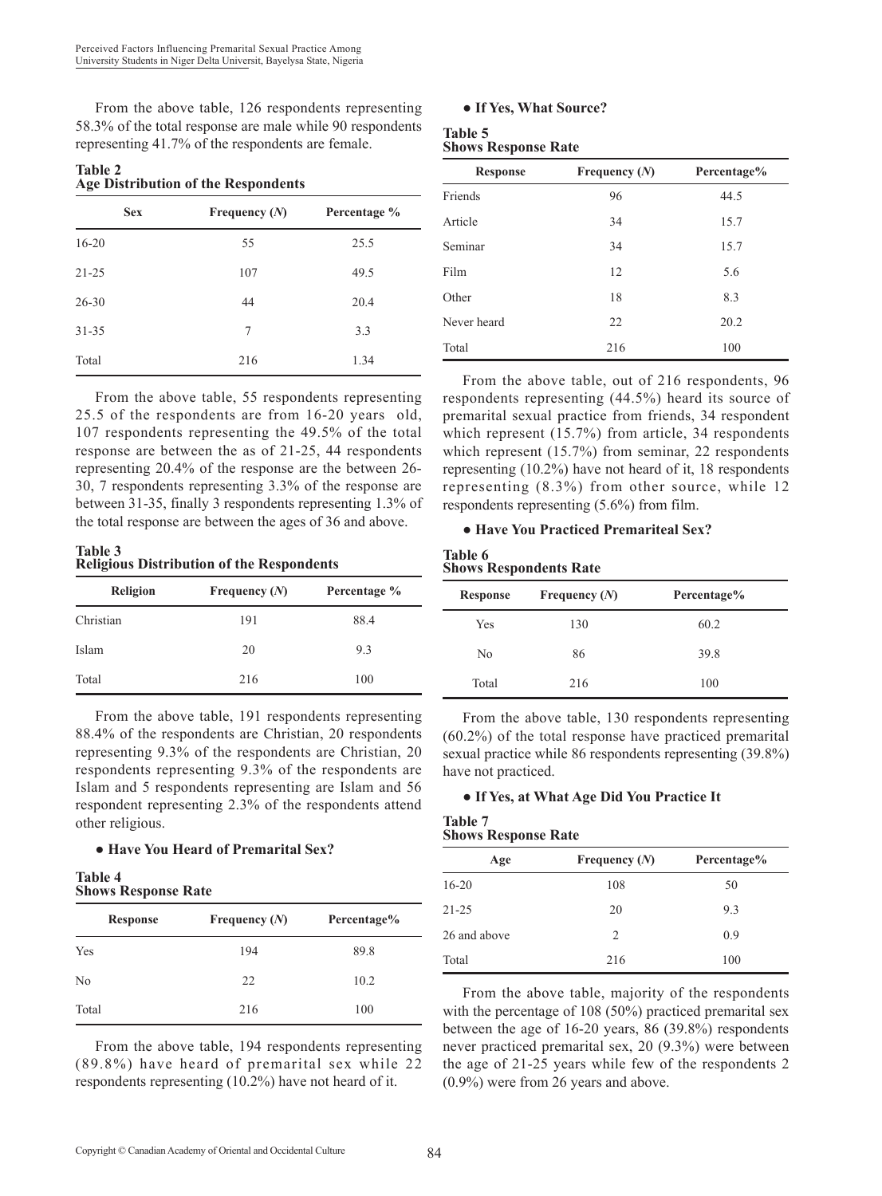From the above table, 126 respondents representing 58.3% of the total response are male while 90 respondents representing 41.7% of the respondents are female.

**Table 2**
**Age Distribution of the Respondents**

| Sex | Frequency (*N*) | Percentage % |
|---|---|---|
| 16-20 | 55 | 25.5 |
| 21-25 | 107 | 49.5 |
| 26-30 | 44 | 20.4 |
| 31-35 | 7 | 3.3 |
| Total | 216 | 1.34 |

From the above table, 55 respondents representing 25.5 of the respondents are from 16-20 years old, 107 respondents representing the 49.5% of the total response are between the as of 21-25, 44 respondents representing 20.4% of the response are the between 26-30, 7 respondents representing 3.3% of the response are between 31-35, finally 3 respondents representing 1.3% of the total response are between the ages of 36 and above.

**Table 3**
**Religious Distribution of the Respondents**

| Religion | Frequency (*N*) | Percentage % |
|---|---|---|
| Christian | 191 | 88.4 |
| Islam | 20 | 9.3 |
| Total | 216 | 100 |

From the above table, 191 respondents representing 88.4% of the respondents are Christian, 20 respondents representing 9.3% of the respondents are Christian, 20 respondents representing 9.3% of the respondents are Islam and 5 respondents representing are Islam and 56 respondent representing 2.3% of the respondents attend other religious.

**● Have You Heard of Premarital Sex?**

**Table 4**
**Shows Response Rate**

| Response | Frequency (*N*) | Percentage% |
|---|---|---|
| Yes | 194 | 89.8 |
| No | 22 | 10.2 |
| Total | 216 | 100 |

From the above table, 194 respondents representing (89.8%) have heard of premarital sex while 22 respondents representing (10.2%) have not heard of it.

**● If Yes, What Source?**

**Table 5**
**Shows Response Rate**

| Response | Frequency (*N*) | Percentage% |
|---|---|---|
| Friends | 96 | 44.5 |
| Article | 34 | 15.7 |
| Seminar | 34 | 15.7 |
| Film | 12 | 5.6 |
| Other | 18 | 8.3 |
| Never heard | 22 | 20.2 |
| Total | 216 | 100 |

From the above table, out of 216 respondents, 96 respondents representing (44.5%) heard its source of premarital sexual practice from friends, 34 respondent which represent (15.7%) from article, 34 respondents which represent (15.7%) from seminar, 22 respondents representing (10.2%) have not heard of it, 18 respondents representing (8.3%) from other source, while 12 respondents representing (5.6%) from film.

**● Have You Practiced Premariteal Sex?**

**Table 6**
**Shows Respondents Rate**

| Response | Frequency (*N*) | Percentage% |
|---|---|---|
| Yes | 130 | 60.2 |
| No | 86 | 39.8 |
| Total | 216 | 100 |

From the above table, 130 respondents representing (60.2%) of the total response have practiced premarital sexual practice while 86 respondents representing (39.8%) have not practiced.

**● If Yes, at What Age Did You Practice It**

**Table 7**
**Shows Response Rate**

| Age | Frequency (*N*) | Percentage% |
|---|---|---|
| 16-20 | 108 | 50 |
| 21-25 | 20 | 9.3 |
| 26 and above | 2 | 0.9 |
| Total | 216 | 100 |

From the above table, majority of the respondents with the percentage of 108 (50%) practiced premarital sex between the age of 16-20 years, 86 (39.8%) respondents never practiced premarital sex, 20 (9.3%) were between the age of 21-25 years while few of the respondents 2 (0.9%) were from 26 years and above.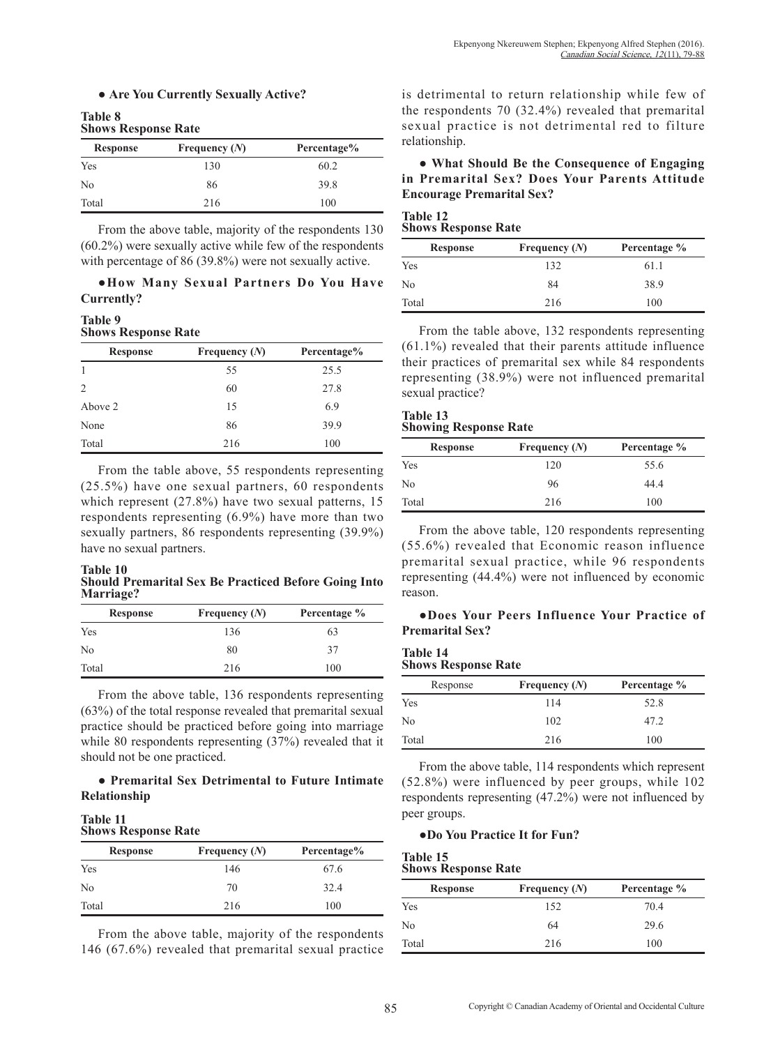● **Are You Currently Sexually Active?**

**Table 8**
**Shows Response Rate**

| Response | Frequency (*N*) | Percentage% |
|---|---|---|
| Yes | 130 | 60.2 |
| No | 86 | 39.8 |
| Total | 216 | 100 |

From the above table, majority of the respondents 130 (60.2%) were sexually active while few of the respondents with percentage of 86 (39.8%) were not sexually active.

●**How Many Sexual Partners Do You Have Currently?**

**Table 9**
**Shows Response Rate**

| Response | Frequency (*N*) | Percentage% |
|---|---|---|
| 1 | 55 | 25.5 |
| 2 | 60 | 27.8 |
| Above 2 | 15 | 6.9 |
| None | 86 | 39.9 |
| Total | 216 | 100 |

From the table above, 55 respondents representing (25.5%) have one sexual partners, 60 respondents which represent (27.8%) have two sexual patterns, 15 respondents representing (6.9%) have more than two sexually partners, 86 respondents representing (39.9%) have no sexual partners.

**Table 10**
**Should Premarital Sex Be Practiced Before Going Into Marriage?**

| Response | Frequency (*N*) | Percentage % |
|---|---|---|
| Yes | 136 | 63 |
| No | 80 | 37 |
| Total | 216 | 100 |

From the above table, 136 respondents representing (63%) of the total response revealed that premarital sexual practice should be practiced before going into marriage while 80 respondents representing (37%) revealed that it should not be one practiced.

● **Premarital Sex Detrimental to Future Intimate Relationship**

**Table 11**
**Shows Response Rate**

| Response | Frequency (*N*) | Percentage% |
|---|---|---|
| Yes | 146 | 67.6 |
| No | 70 | 32.4 |
| Total | 216 | 100 |

From the above table, majority of the respondents 146 (67.6%) revealed that premarital sexual practice is detrimental to return relationship while few of the respondents 70 (32.4%) revealed that premarital sexual practice is not detrimental red to filture relationship.

● **What Should Be the Consequence of Engaging in Premarital Sex? Does Your Parents Attitude Encourage Premarital Sex?**

**Table 12**
**Shows Response Rate**

| Response | Frequency (*N*) | Percentage % |
|---|---|---|
| Yes | 132 | 61.1 |
| No | 84 | 38.9 |
| Total | 216 | 100 |

From the table above, 132 respondents representing (61.1%) revealed that their parents attitude influence their practices of premarital sex while 84 respondents representing (38.9%) were not influenced premarital sexual practice?

**Table 13**
**Showing Response Rate**

| Response | Frequency (*N*) | Percentage % |
|---|---|---|
| Yes | 120 | 55.6 |
| No | 96 | 44.4 |
| Total | 216 | 100 |

From the above table, 120 respondents representing (55.6%) revealed that Economic reason influence premarital sexual practice, while 96 respondents representing (44.4%) were not influenced by economic reason.

●**Does Your Peers Influence Your Practice of Premarital Sex?**

**Table 14**
**Shows Response Rate**

| Response | Frequency (*N*) | Percentage % |
|---|---|---|
| Yes | 114 | 52.8 |
| No | 102 | 47.2 |
| Total | 216 | 100 |

From the above table, 114 respondents which represent (52.8%) were influenced by peer groups, while 102 respondents representing (47.2%) were not influenced by peer groups.

●**Do You Practice It for Fun?**

**Table 15**
**Shows Response Rate**

| Response | Frequency (*N*) | Percentage % |
|---|---|---|
| Yes | 152 | 70.4 |
| No | 64 | 29.6 |
| Total | 216 | 100 |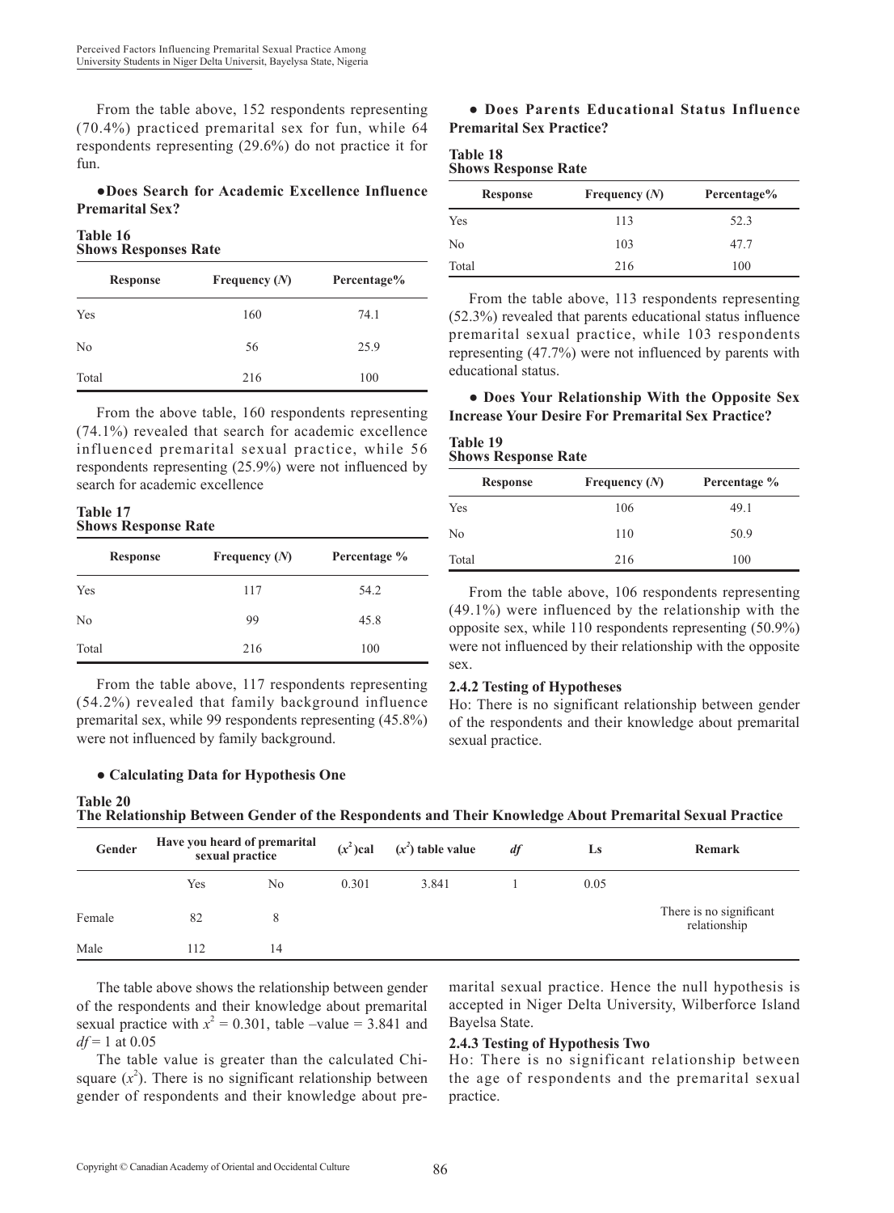From the table above, 152 respondents representing (70.4%) practiced premarital sex for fun, while 64 respondents representing (29.6%) do not practice it for fun.

**●Does Search for Academic Excellence Influence Premarital Sex?**

**Table 16**
**Shows Responses Rate**

| Response | Frequency (*N*) | Percentage% |
|---|---|---|
| Yes | 160 | 74.1 |
| No | 56 | 25.9 |
| Total | 216 | 100 |

From the above table, 160 respondents representing (74.1%) revealed that search for academic excellence influenced premarital sexual practice, while 56 respondents representing (25.9%) were not influenced by search for academic excellence

**Table 17**
**Shows Response Rate**

| Response | Frequency (*N*) | Percentage % |
|---|---|---|
| Yes | 117 | 54.2 |
| No | 99 | 45.8 |
| Total | 216 | 100 |

From the table above, 117 respondents representing (54.2%) revealed that family background influence premarital sex, while 99 respondents representing (45.8%) were not influenced by family background.

**● Does Parents Educational Status Influence Premarital Sex Practice?**

**Table 18**
**Shows Response Rate**

| Response | Frequency (*N*) | Percentage% |
|---|---|---|
| Yes | 113 | 52.3 |
| No | 103 | 47.7 |
| Total | 216 | 100 |

From the table above, 113 respondents representing (52.3%) revealed that parents educational status influence premarital sexual practice, while 103 respondents representing (47.7%) were not influenced by parents with educational status.

**● Does Your Relationship With the Opposite Sex Increase Your Desire For Premarital Sex Practice?**

**Table 19**
**Shows Response Rate**

| Response | Frequency (*N*) | Percentage % |
|---|---|---|
| Yes | 106 | 49.1 |
| No | 110 | 50.9 |
| Total | 216 | 100 |

From the table above, 106 respondents representing (49.1%) were influenced by the relationship with the opposite sex, while 110 respondents representing (50.9%) were not influenced by their relationship with the opposite sex.

**2.4.2 Testing of Hypotheses**

Ho: There is no significant relationship between gender of the respondents and their knowledge about premarital sexual practice.

**● Calculating Data for Hypothesis One**

**Table 20**
**The Relationship Between Gender of the Respondents and Their Knowledge About Premarital Sexual Practice**

| Gender | Have you heard of premarital sexual practice | | $(x^2)$cal | $(x^2)$ table value | *df* | Ls | Remark |
|---|---|---|---|---|---|---|---|
| | Yes | No | 0.301 | 3.841 | 1 | 0.05 | |
| Female | 82 | 8 | | | | | There is no significant relationship |
| Male | 112 | 14 | | | | | |

The table above shows the relationship between gender of the respondents and their knowledge about premarital sexual practice with $x^2 = 0.301$, table –value = 3.841 and $df = 1$ at 0.05

The table value is greater than the calculated Chi-square ($x^2$). There is no significant relationship between gender of respondents and their knowledge about premarital sexual practice. Hence the null hypothesis is accepted in Niger Delta University, Wilberforce Island Bayelsa State.

**2.4.3 Testing of Hypothesis Two**

Ho: There is no significant relationship between the age of respondents and the premarital sexual practice.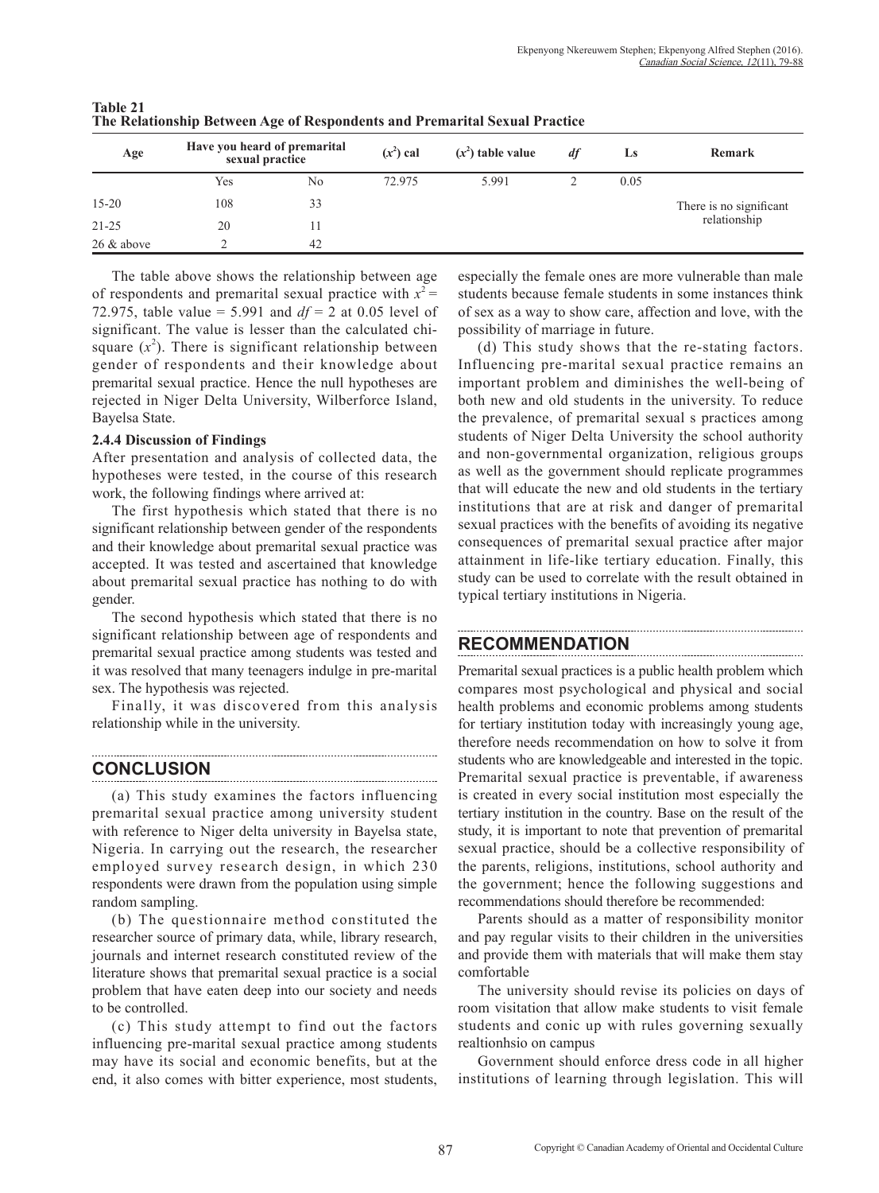**Table 21**
**The Relationship Between Age of Respondents and Premarital Sexual Practice**

| Age | Have you heard of premarital sexual practice | | $(x^2)$ cal | $(x^2)$ table value | *df* | Ls | Remark |
|---|---|---|---|---|---|---|---|
| | Yes | No | 72.975 | 5.991 | 2 | 0.05 | |
| 15-20 | 108 | 33 | | | | | There is no significant relationship |
| 21-25 | 20 | 11 | | | | | |
| 26 & above | 2 | 42 | | | | | |

The table above shows the relationship between age of respondents and premarital sexual practice with $x^2$ = 72.975, table value = 5.991 and *df* = 2 at 0.05 level of significant. The value is lesser than the calculated chi-square ($x^2$). There is significant relationship between gender of respondents and their knowledge about premarital sexual practice. Hence the null hypotheses are rejected in Niger Delta University, Wilberforce Island, Bayelsa State.

#### 2.4.4 Discussion of Findings

After presentation and analysis of collected data, the hypotheses were tested, in the course of this research work, the following findings where arrived at:

The first hypothesis which stated that there is no significant relationship between gender of the respondents and their knowledge about premarital sexual practice was accepted. It was tested and ascertained that knowledge about premarital sexual practice has nothing to do with gender.

The second hypothesis which stated that there is no significant relationship between age of respondents and premarital sexual practice among students was tested and it was resolved that many teenagers indulge in pre-marital sex. The hypothesis was rejected.

Finally, it was discovered from this analysis relationship while in the university.

## CONCLUSION

(a) This study examines the factors influencing premarital sexual practice among university student with reference to Niger delta university in Bayelsa state, Nigeria. In carrying out the research, the researcher employed survey research design, in which 230 respondents were drawn from the population using simple random sampling.

(b) The questionnaire method constituted the researcher source of primary data, while, library research, journals and internet research constituted review of the literature shows that premarital sexual practice is a social problem that have eaten deep into our society and needs to be controlled.

(c) This study attempt to find out the factors influencing pre-marital sexual practice among students may have its social and economic benefits, but at the end, it also comes with bitter experience, most students, especially the female ones are more vulnerable than male students because female students in some instances think of sex as a way to show care, affection and love, with the possibility of marriage in future.

(d) This study shows that the re-stating factors. Influencing pre-marital sexual practice remains an important problem and diminishes the well-being of both new and old students in the university. To reduce the prevalence, of premarital sexual s practices among students of Niger Delta University the school authority and non-governmental organization, religious groups as well as the government should replicate programmes that will educate the new and old students in the tertiary institutions that are at risk and danger of premarital sexual practices with the benefits of avoiding its negative consequences of premarital sexual practice after major attainment in life-like tertiary education. Finally, this study can be used to correlate with the result obtained in typical tertiary institutions in Nigeria.

## RECOMMENDATION

Premarital sexual practices is a public health problem which compares most psychological and physical and social health problems and economic problems among students for tertiary institution today with increasingly young age, therefore needs recommendation on how to solve it from students who are knowledgeable and interested in the topic. Premarital sexual practice is preventable, if awareness is created in every social institution most especially the tertiary institution in the country. Base on the result of the study, it is important to note that prevention of premarital sexual practice, should be a collective responsibility of the parents, religions, institutions, school authority and the government; hence the following suggestions and recommendations should therefore be recommended:

Parents should as a matter of responsibility monitor and pay regular visits to their children in the universities and provide them with materials that will make them stay comfortable

The university should revise its policies on days of room visitation that allow make students to visit female students and conic up with rules governing sexually realtionhsio on campus

Government should enforce dress code in all higher institutions of learning through legislation. This will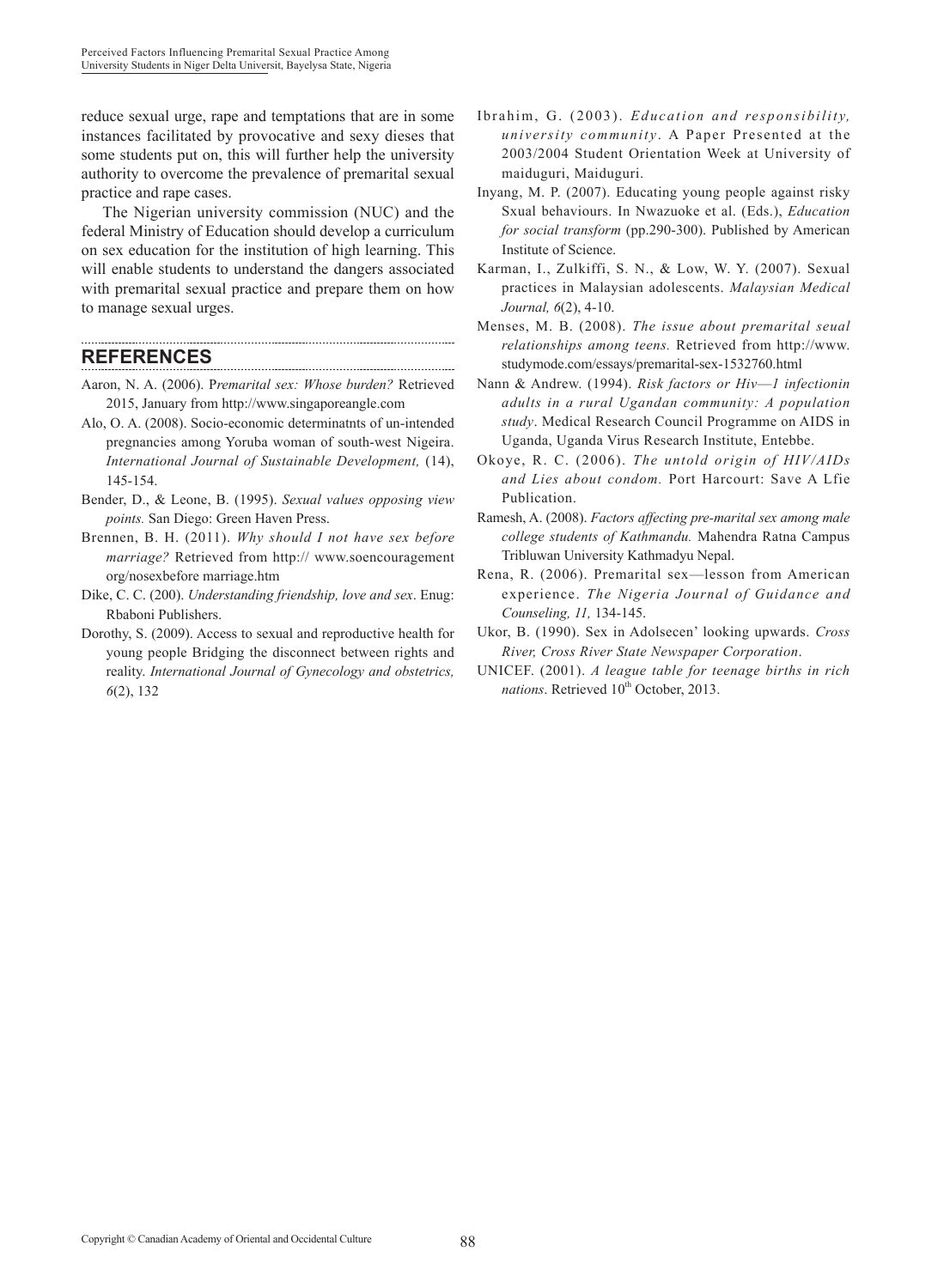reduce sexual urge, rape and temptations that are in some instances facilitated by provocative and sexy dieses that some students put on, this will further help the university authority to overcome the prevalence of premarital sexual practice and rape cases.

The Nigerian university commission (NUC) and the federal Ministry of Education should develop a curriculum on sex education for the institution of high learning. This will enable students to understand the dangers associated with premarital sexual practice and prepare them on how to manage sexual urges.

## REFERENCES

Aaron, N. A. (2006). P*remarital sex: Whose burden?* Retrieved 2015, January from http://www.singaporeangle.com

Alo, O. A. (2008). Socio-economic determinatnts of un-intended pregnancies among Yoruba woman of south-west Nigeira. *International Journal of Sustainable Development,* (14), 145-154.

Bender, D., & Leone, B. (1995). *Sexual values opposing view points.* San Diego: Green Haven Press.

Brennen, B. H. (2011). *Why should I not have sex before marriage?* Retrieved from http:// www.soencouragement org/nosexbefore marriage.htm

Dike, C. C. (200). *Understanding friendship, love and sex*. Enug: Rbaboni Publishers.

Dorothy, S. (2009). Access to sexual and reproductive health for young people Bridging the disconnect between rights and reality. *International Journal of Gynecology and obstetrics, 6*(2), 132

Ibrahim, G. (2003). *Education and responsibility, university community*. A Paper Presented at the 2003/2004 Student Orientation Week at University of maiduguri, Maiduguri.

Inyang, M. P. (2007). Educating young people against risky Sxual behaviours. In Nwazuoke et al. (Eds.), *Education for social transform* (pp.290-300). Published by American Institute of Science.

Karman, I., Zulkiffi, S. N., & Low, W. Y. (2007). Sexual practices in Malaysian adolescents. *Malaysian Medical Journal, 6*(2), 4-10.

Menses, M. B. (2008). *The issue about premarital seual relationships among teens.* Retrieved from http://www.studymode.com/essays/premarital-sex-1532760.html

Nann & Andrew. (1994). *Risk factors or Hiv—1 infectionin adults in a rural Ugandan community: A population study*. Medical Research Council Programme on AIDS in Uganda, Uganda Virus Research Institute, Entebbe.

Okoye, R. C. (2006). *The untold origin of HIV/AIDs and Lies about condom.* Port Harcourt: Save A Lfie Publication.

Ramesh, A. (2008). *Factors affecting pre-marital sex among male college students of Kathmandu.* Mahendra Ratna Campus Tribluwan University Kathmadyu Nepal.

Rena, R. (2006). Premarital sex—lesson from American experience. *The Nigeria Journal of Guidance and Counseling, 11,* 134-145.

Ukor, B. (1990). Sex in Adolsecen' looking upwards. *Cross River, Cross River State Newspaper Corporation*.

UNICEF. (2001). *A league table for teenage births in rich nations*. Retrieved 10th October, 2013.